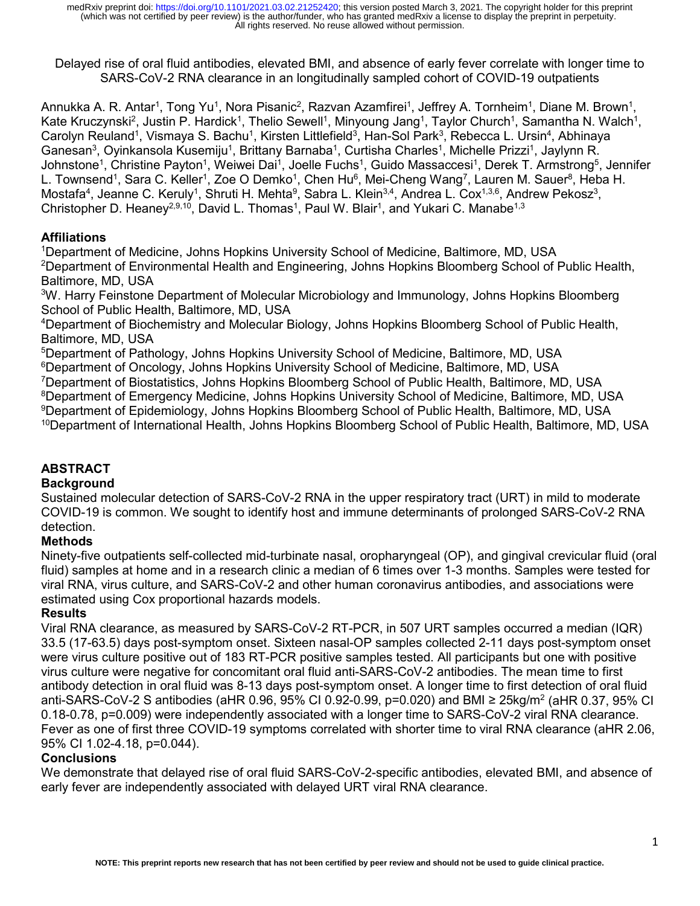Delayed rise of oral fluid antibodies, elevated BMI, and absence of early fever correlate with longer time to SARS-CoV-2 RNA clearance in an longitudinally sampled cohort of COVID-19 outpatients

Annukka A. R. Antar[1], Tong Yu[1], Nora Pisanic[2], Razvan Azamfirei[1], Jeffrey A. Tornheim[1], Diane M. Brown[1], Kate Kruczynski[2], Justin P. Hardick[1], Thelio Sewell[1], Minyoung Jang[1], Taylor Church[1], Samantha N. Walch[1], Carolyn Reuland[1], Vismaya S. Bachu[1], Kirsten Littlefield[3], Han-Sol Park[3], Rebecca L. Ursin[4], Abhinaya Ganesan[3], Oyinkansola Kusemiju[1], Brittany Barnaba[1], Curtisha Charles[1], Michelle Prizzi[1], Jaylynn R. Johnstone[1], Christine Payton[1], Weiwei Dai[1], Joelle Fuchs[1], Guido Massaccesi[1], Derek T. Armstrong[5], Jennifer L. Townsend[1], Sara C. Keller[1], Zoe O Demko[1], Chen Hu[6], Mei-Cheng Wang[7], Lauren M. Sauer[8], Heba H. Mostafa[4], Jeanne C. Keruly[1], Shruti H. Mehta[9], Sabra L. Klein[3,4], Andrea L. Cox[1,3,6], Andrew Pekosz[3], Christopher D. Heaney[2,9,10], David L. Thomas[1], Paul W. Blair[1], and Yukari C. Manabe[1,3]

## Affiliations

[1]Department of Medicine, Johns Hopkins University School of Medicine, Baltimore, MD, USA
[2]Department of Environmental Health and Engineering, Johns Hopkins Bloomberg School of Public Health, Baltimore, MD, USA
[3]W. Harry Feinstone Department of Molecular Microbiology and Immunology, Johns Hopkins Bloomberg School of Public Health, Baltimore, MD, USA
[4]Department of Biochemistry and Molecular Biology, Johns Hopkins Bloomberg School of Public Health, Baltimore, MD, USA
[5]Department of Pathology, Johns Hopkins University School of Medicine, Baltimore, MD, USA
[6]Department of Oncology, Johns Hopkins University School of Medicine, Baltimore, MD, USA
[7]Department of Biostatistics, Johns Hopkins Bloomberg School of Public Health, Baltimore, MD, USA
[8]Department of Emergency Medicine, Johns Hopkins University School of Medicine, Baltimore, MD, USA
[9]Department of Epidemiology, Johns Hopkins Bloomberg School of Public Health, Baltimore, MD, USA
[10]Department of International Health, Johns Hopkins Bloomberg School of Public Health, Baltimore, MD, USA

## ABSTRACT

### Background

Sustained molecular detection of SARS-CoV-2 RNA in the upper respiratory tract (URT) in mild to moderate COVID-19 is common. We sought to identify host and immune determinants of prolonged SARS-CoV-2 RNA detection.

### Methods

Ninety-five outpatients self-collected mid-turbinate nasal, oropharyngeal (OP), and gingival crevicular fluid (oral fluid) samples at home and in a research clinic a median of 6 times over 1-3 months. Samples were tested for viral RNA, virus culture, and SARS-CoV-2 and other human coronavirus antibodies, and associations were estimated using Cox proportional hazards models.

### Results

Viral RNA clearance, as measured by SARS-CoV-2 RT-PCR, in 507 URT samples occurred a median (IQR) 33.5 (17-63.5) days post-symptom onset. Sixteen nasal-OP samples collected 2-11 days post-symptom onset were virus culture positive out of 183 RT-PCR positive samples tested. All participants but one with positive virus culture were negative for concomitant oral fluid anti-SARS-CoV-2 antibodies. The mean time to first antibody detection in oral fluid was 8-13 days post-symptom onset. A longer time to first detection of oral fluid anti-SARS-CoV-2 S antibodies (aHR 0.96, 95% CI 0.92-0.99, p=0.020) and BMI ≥ 25kg/m$^2$ (aHR 0.37, 95% CI 0.18-0.78, p=0.009) were independently associated with a longer time to SARS-CoV-2 viral RNA clearance. Fever as one of first three COVID-19 symptoms correlated with shorter time to viral RNA clearance (aHR 2.06, 95% CI 1.02-4.18, p=0.044).

### Conclusions

We demonstrate that delayed rise of oral fluid SARS-CoV-2-specific antibodies, elevated BMI, and absence of early fever are independently associated with delayed URT viral RNA clearance.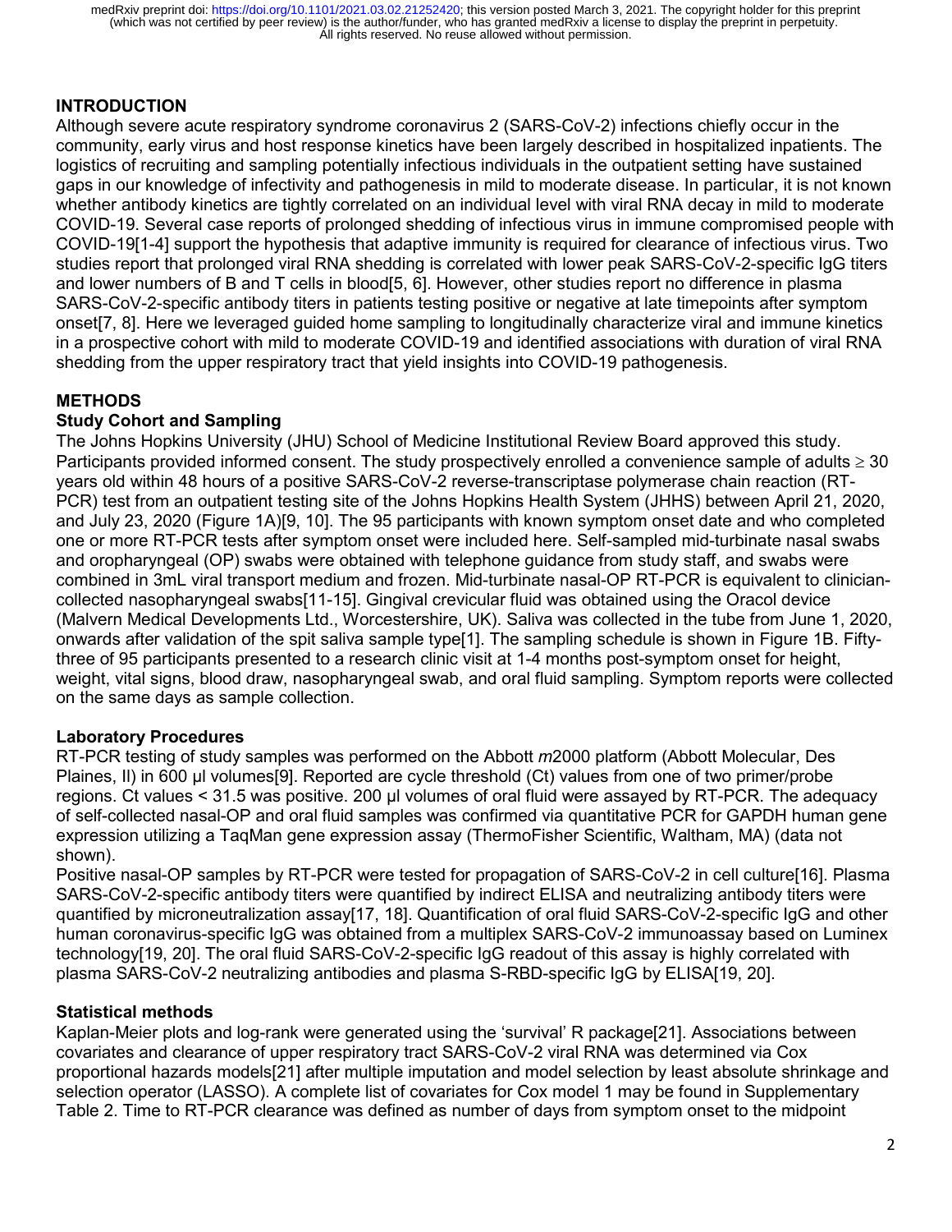## INTRODUCTION

Although severe acute respiratory syndrome coronavirus 2 (SARS-CoV-2) infections chiefly occur in the community, early virus and host response kinetics have been largely described in hospitalized inpatients. The logistics of recruiting and sampling potentially infectious individuals in the outpatient setting have sustained gaps in our knowledge of infectivity and pathogenesis in mild to moderate disease. In particular, it is not known whether antibody kinetics are tightly correlated on an individual level with viral RNA decay in mild to moderate COVID-19. Several case reports of prolonged shedding of infectious virus in immune compromised people with COVID-19[1-4] support the hypothesis that adaptive immunity is required for clearance of infectious virus. Two studies report that prolonged viral RNA shedding is correlated with lower peak SARS-CoV-2-specific IgG titers and lower numbers of B and T cells in blood[5, 6]. However, other studies report no difference in plasma SARS-CoV-2-specific antibody titers in patients testing positive or negative at late timepoints after symptom onset[7, 8]. Here we leveraged guided home sampling to longitudinally characterize viral and immune kinetics in a prospective cohort with mild to moderate COVID-19 and identified associations with duration of viral RNA shedding from the upper respiratory tract that yield insights into COVID-19 pathogenesis.

## METHODS

### Study Cohort and Sampling

The Johns Hopkins University (JHU) School of Medicine Institutional Review Board approved this study. Participants provided informed consent. The study prospectively enrolled a convenience sample of adults $\geq$ 30 years old within 48 hours of a positive SARS-CoV-2 reverse-transcriptase polymerase chain reaction (RT-PCR) test from an outpatient testing site of the Johns Hopkins Health System (JHHS) between April 21, 2020, and July 23, 2020 (Figure 1A)[9, 10]. The 95 participants with known symptom onset date and who completed one or more RT-PCR tests after symptom onset were included here. Self-sampled mid-turbinate nasal swabs and oropharyngeal (OP) swabs were obtained with telephone guidance from study staff, and swabs were combined in 3mL viral transport medium and frozen. Mid-turbinate nasal-OP RT-PCR is equivalent to clinician-collected nasopharyngeal swabs[11-15]. Gingival crevicular fluid was obtained using the Oracol device (Malvern Medical Developments Ltd., Worcestershire, UK). Saliva was collected in the tube from June 1, 2020, onwards after validation of the spit saliva sample type[1]. The sampling schedule is shown in Figure 1B. Fifty-three of 95 participants presented to a research clinic visit at 1-4 months post-symptom onset for height, weight, vital signs, blood draw, nasopharyngeal swab, and oral fluid sampling. Symptom reports were collected on the same days as sample collection.

### Laboratory Procedures

RT-PCR testing of study samples was performed on the Abbott *m*2000 platform (Abbott Molecular, Des Plaines, Il) in 600 µl volumes[9]. Reported are cycle threshold (Ct) values from one of two primer/probe regions. Ct values < 31.5 was positive. 200 µl volumes of oral fluid were assayed by RT-PCR. The adequacy of self-collected nasal-OP and oral fluid samples was confirmed via quantitative PCR for GAPDH human gene expression utilizing a TaqMan gene expression assay (ThermoFisher Scientific, Waltham, MA) (data not shown).

Positive nasal-OP samples by RT-PCR were tested for propagation of SARS-CoV-2 in cell culture[16]. Plasma SARS-CoV-2-specific antibody titers were quantified by indirect ELISA and neutralizing antibody titers were quantified by microneutralization assay[17, 18]. Quantification of oral fluid SARS-CoV-2-specific IgG and other human coronavirus-specific IgG was obtained from a multiplex SARS-CoV-2 immunoassay based on Luminex technology[19, 20]. The oral fluid SARS-CoV-2-specific IgG readout of this assay is highly correlated with plasma SARS-CoV-2 neutralizing antibodies and plasma S-RBD-specific IgG by ELISA[19, 20].

### Statistical methods

Kaplan-Meier plots and log-rank were generated using the 'survival' R package[21]. Associations between covariates and clearance of upper respiratory tract SARS-CoV-2 viral RNA was determined via Cox proportional hazards models[21] after multiple imputation and model selection by least absolute shrinkage and selection operator (LASSO). A complete list of covariates for Cox model 1 may be found in Supplementary Table 2. Time to RT-PCR clearance was defined as number of days from symptom onset to the midpoint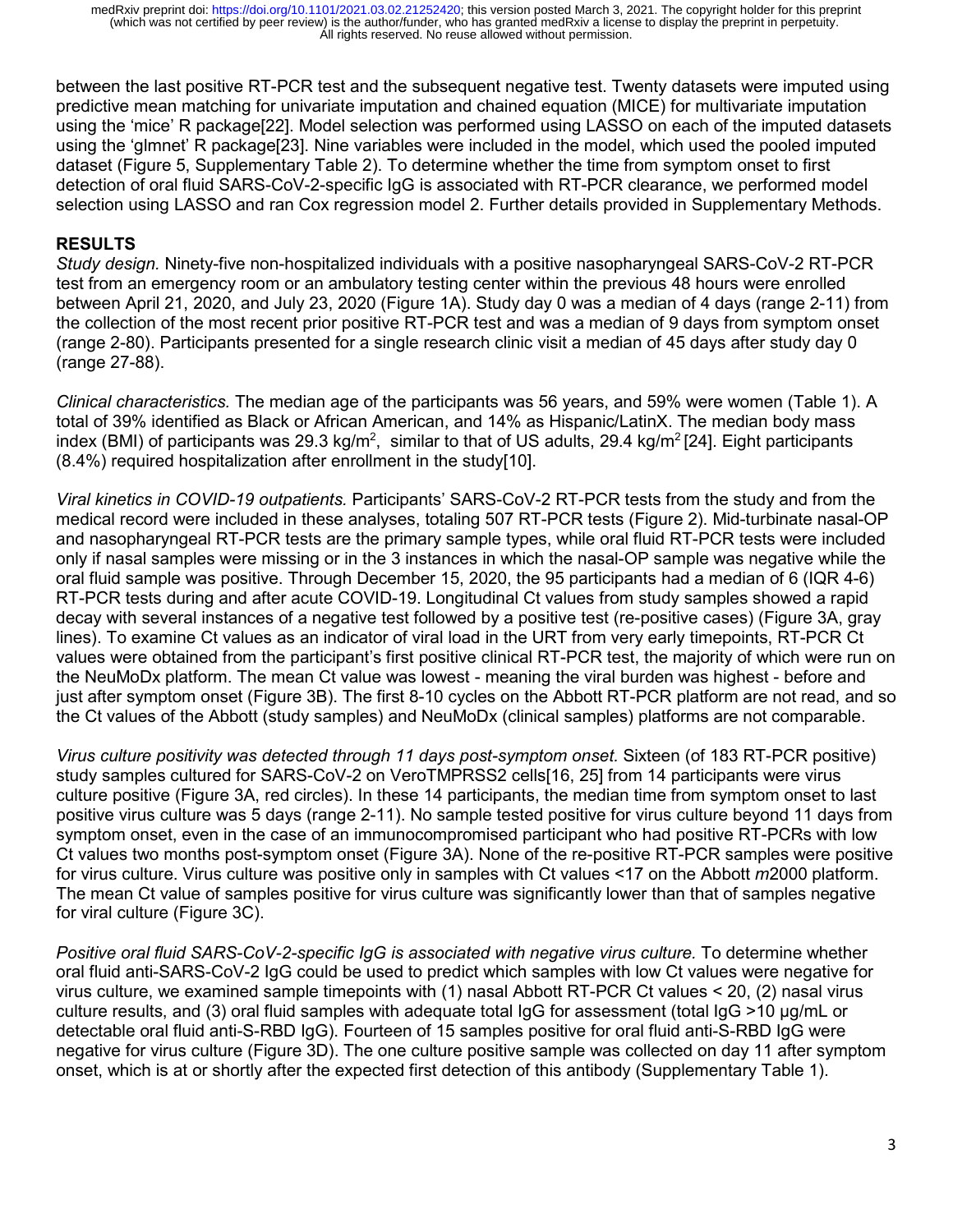between the last positive RT-PCR test and the subsequent negative test. Twenty datasets were imputed using predictive mean matching for univariate imputation and chained equation (MICE) for multivariate imputation using the 'mice' R package[22]. Model selection was performed using LASSO on each of the imputed datasets using the 'glmnet' R package[23]. Nine variables were included in the model, which used the pooled imputed dataset (Figure 5, Supplementary Table 2). To determine whether the time from symptom onset to first detection of oral fluid SARS-CoV-2-specific IgG is associated with RT-PCR clearance, we performed model selection using LASSO and ran Cox regression model 2. Further details provided in Supplementary Methods.

## RESULTS

*Study design.* Ninety-five non-hospitalized individuals with a positive nasopharyngeal SARS-CoV-2 RT-PCR test from an emergency room or an ambulatory testing center within the previous 48 hours were enrolled between April 21, 2020, and July 23, 2020 (Figure 1A). Study day 0 was a median of 4 days (range 2-11) from the collection of the most recent prior positive RT-PCR test and was a median of 9 days from symptom onset (range 2-80). Participants presented for a single research clinic visit a median of 45 days after study day 0 (range 27-88).

*Clinical characteristics.* The median age of the participants was 56 years, and 59% were women (Table 1). A total of 39% identified as Black or African American, and 14% as Hispanic/LatinX. The median body mass index (BMI) of participants was 29.3 kg/m$^2$, similar to that of US adults, 29.4 kg/m$^2$ [24]. Eight participants (8.4%) required hospitalization after enrollment in the study[10].

*Viral kinetics in COVID-19 outpatients.* Participants' SARS-CoV-2 RT-PCR tests from the study and from the medical record were included in these analyses, totaling 507 RT-PCR tests (Figure 2). Mid-turbinate nasal-OP and nasopharyngeal RT-PCR tests are the primary sample types, while oral fluid RT-PCR tests were included only if nasal samples were missing or in the 3 instances in which the nasal-OP sample was negative while the oral fluid sample was positive. Through December 15, 2020, the 95 participants had a median of 6 (IQR 4-6) RT-PCR tests during and after acute COVID-19. Longitudinal Ct values from study samples showed a rapid decay with several instances of a negative test followed by a positive test (re-positive cases) (Figure 3A, gray lines). To examine Ct values as an indicator of viral load in the URT from very early timepoints, RT-PCR Ct values were obtained from the participant's first positive clinical RT-PCR test, the majority of which were run on the NeuMoDx platform. The mean Ct value was lowest - meaning the viral burden was highest - before and just after symptom onset (Figure 3B). The first 8-10 cycles on the Abbott RT-PCR platform are not read, and so the Ct values of the Abbott (study samples) and NeuMoDx (clinical samples) platforms are not comparable.

*Virus culture positivity was detected through 11 days post-symptom onset.* Sixteen (of 183 RT-PCR positive) study samples cultured for SARS-CoV-2 on VeroTMPRSS2 cells[16, 25] from 14 participants were virus culture positive (Figure 3A, red circles). In these 14 participants, the median time from symptom onset to last positive virus culture was 5 days (range 2-11). No sample tested positive for virus culture beyond 11 days from symptom onset, even in the case of an immunocompromised participant who had positive RT-PCRs with low Ct values two months post-symptom onset (Figure 3A). None of the re-positive RT-PCR samples were positive for virus culture. Virus culture was positive only in samples with Ct values <17 on the Abbott *m*2000 platform. The mean Ct value of samples positive for virus culture was significantly lower than that of samples negative for viral culture (Figure 3C).

*Positive oral fluid SARS-CoV-2-specific IgG is associated with negative virus culture.* To determine whether oral fluid anti-SARS-CoV-2 IgG could be used to predict which samples with low Ct values were negative for virus culture, we examined sample timepoints with (1) nasal Abbott RT-PCR Ct values < 20, (2) nasal virus culture results, and (3) oral fluid samples with adequate total IgG for assessment (total IgG >10 µg/mL or detectable oral fluid anti-S-RBD IgG). Fourteen of 15 samples positive for oral fluid anti-S-RBD IgG were negative for virus culture (Figure 3D). The one culture positive sample was collected on day 11 after symptom onset, which is at or shortly after the expected first detection of this antibody (Supplementary Table 1).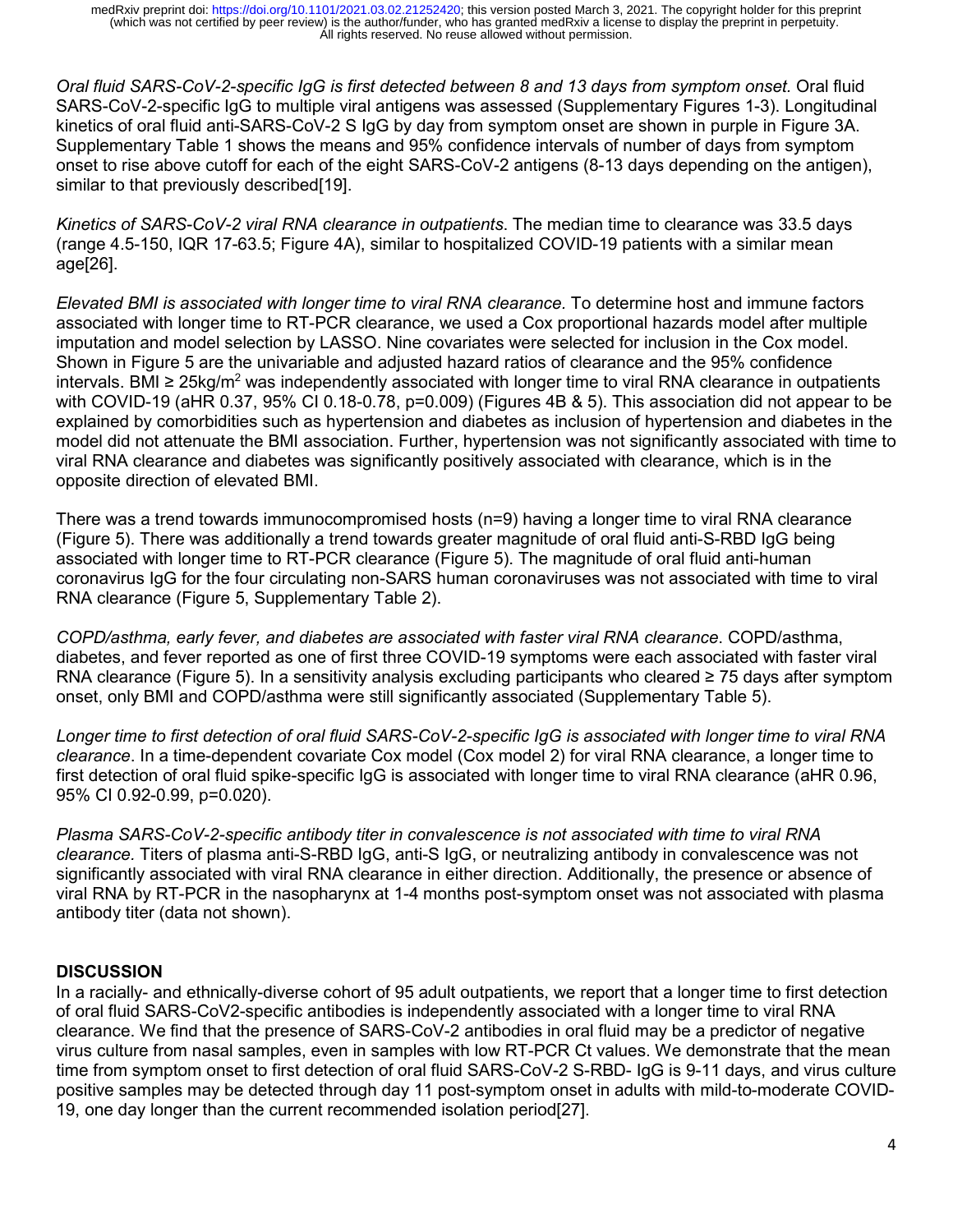*Oral fluid SARS-CoV-2-specific IgG is first detected between 8 and 13 days from symptom onset.* Oral fluid SARS-CoV-2-specific IgG to multiple viral antigens was assessed (Supplementary Figures 1-3). Longitudinal kinetics of oral fluid anti-SARS-CoV-2 S IgG by day from symptom onset are shown in purple in Figure 3A. Supplementary Table 1 shows the means and 95% confidence intervals of number of days from symptom onset to rise above cutoff for each of the eight SARS-CoV-2 antigens (8-13 days depending on the antigen), similar to that previously described[19].

*Kinetics of SARS-CoV-2 viral RNA clearance in outpatients*. The median time to clearance was 33.5 days (range 4.5-150, IQR 17-63.5; Figure 4A), similar to hospitalized COVID-19 patients with a similar mean age[26].

*Elevated BMI is associated with longer time to viral RNA clearance.* To determine host and immune factors associated with longer time to RT-PCR clearance, we used a Cox proportional hazards model after multiple imputation and model selection by LASSO. Nine covariates were selected for inclusion in the Cox model. Shown in Figure 5 are the univariable and adjusted hazard ratios of clearance and the 95% confidence intervals. BMI ≥ 25kg/m$^2$ was independently associated with longer time to viral RNA clearance in outpatients with COVID-19 (aHR 0.37, 95% CI 0.18-0.78, p=0.009) (Figures 4B & 5). This association did not appear to be explained by comorbidities such as hypertension and diabetes as inclusion of hypertension and diabetes in the model did not attenuate the BMI association. Further, hypertension was not significantly associated with time to viral RNA clearance and diabetes was significantly positively associated with clearance, which is in the opposite direction of elevated BMI.

There was a trend towards immunocompromised hosts (n=9) having a longer time to viral RNA clearance (Figure 5). There was additionally a trend towards greater magnitude of oral fluid anti-S-RBD IgG being associated with longer time to RT-PCR clearance (Figure 5). The magnitude of oral fluid anti-human coronavirus IgG for the four circulating non-SARS human coronaviruses was not associated with time to viral RNA clearance (Figure 5, Supplementary Table 2).

*COPD/asthma, early fever, and diabetes are associated with faster viral RNA clearance*. COPD/asthma, diabetes, and fever reported as one of first three COVID-19 symptoms were each associated with faster viral RNA clearance (Figure 5). In a sensitivity analysis excluding participants who cleared ≥ 75 days after symptom onset, only BMI and COPD/asthma were still significantly associated (Supplementary Table 5).

*Longer time to first detection of oral fluid SARS-CoV-2-specific IgG is associated with longer time to viral RNA clearance*. In a time-dependent covariate Cox model (Cox model 2) for viral RNA clearance, a longer time to first detection of oral fluid spike-specific IgG is associated with longer time to viral RNA clearance (aHR 0.96, 95% CI 0.92-0.99, p=0.020).

*Plasma SARS-CoV-2-specific antibody titer in convalescence is not associated with time to viral RNA clearance.* Titers of plasma anti-S-RBD IgG, anti-S IgG, or neutralizing antibody in convalescence was not significantly associated with viral RNA clearance in either direction. Additionally, the presence or absence of viral RNA by RT-PCR in the nasopharynx at 1-4 months post-symptom onset was not associated with plasma antibody titer (data not shown).

## DISCUSSION

In a racially- and ethnically-diverse cohort of 95 adult outpatients, we report that a longer time to first detection of oral fluid SARS-CoV2-specific antibodies is independently associated with a longer time to viral RNA clearance. We find that the presence of SARS-CoV-2 antibodies in oral fluid may be a predictor of negative virus culture from nasal samples, even in samples with low RT-PCR Ct values. We demonstrate that the mean time from symptom onset to first detection of oral fluid SARS-CoV-2 S-RBD- IgG is 9-11 days, and virus culture positive samples may be detected through day 11 post-symptom onset in adults with mild-to-moderate COVID-19, one day longer than the current recommended isolation period[27].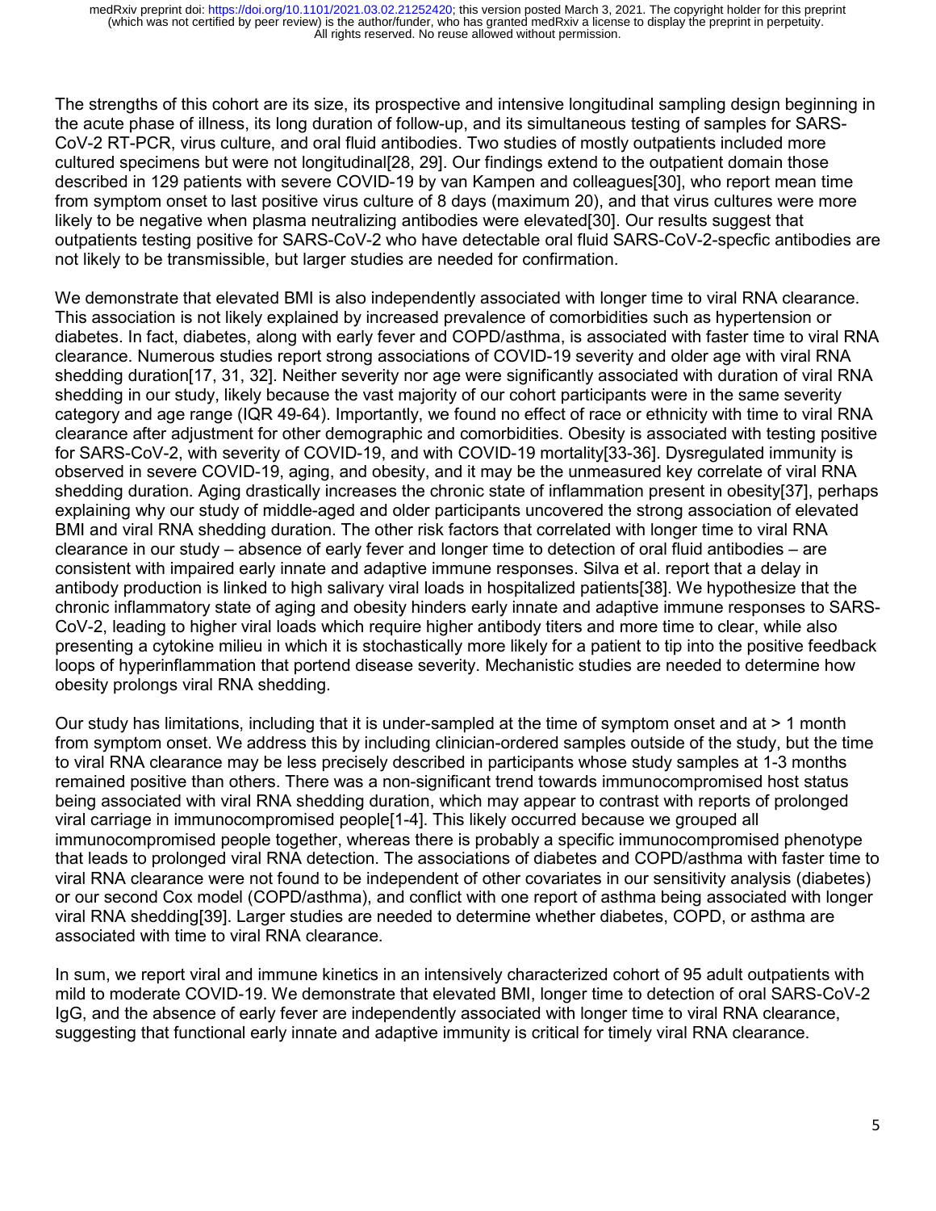The strengths of this cohort are its size, its prospective and intensive longitudinal sampling design beginning in the acute phase of illness, its long duration of follow-up, and its simultaneous testing of samples for SARS-CoV-2 RT-PCR, virus culture, and oral fluid antibodies. Two studies of mostly outpatients included more cultured specimens but were not longitudinal[28, 29]. Our findings extend to the outpatient domain those described in 129 patients with severe COVID-19 by van Kampen and colleagues[30], who report mean time from symptom onset to last positive virus culture of 8 days (maximum 20), and that virus cultures were more likely to be negative when plasma neutralizing antibodies were elevated[30]. Our results suggest that outpatients testing positive for SARS-CoV-2 who have detectable oral fluid SARS-CoV-2-specfic antibodies are not likely to be transmissible, but larger studies are needed for confirmation.

We demonstrate that elevated BMI is also independently associated with longer time to viral RNA clearance. This association is not likely explained by increased prevalence of comorbidities such as hypertension or diabetes. In fact, diabetes, along with early fever and COPD/asthma, is associated with faster time to viral RNA clearance. Numerous studies report strong associations of COVID-19 severity and older age with viral RNA shedding duration[17, 31, 32]. Neither severity nor age were significantly associated with duration of viral RNA shedding in our study, likely because the vast majority of our cohort participants were in the same severity category and age range (IQR 49-64). Importantly, we found no effect of race or ethnicity with time to viral RNA clearance after adjustment for other demographic and comorbidities. Obesity is associated with testing positive for SARS-CoV-2, with severity of COVID-19, and with COVID-19 mortality[33-36]. Dysregulated immunity is observed in severe COVID-19, aging, and obesity, and it may be the unmeasured key correlate of viral RNA shedding duration. Aging drastically increases the chronic state of inflammation present in obesity[37], perhaps explaining why our study of middle-aged and older participants uncovered the strong association of elevated BMI and viral RNA shedding duration. The other risk factors that correlated with longer time to viral RNA clearance in our study – absence of early fever and longer time to detection of oral fluid antibodies – are consistent with impaired early innate and adaptive immune responses. Silva et al. report that a delay in antibody production is linked to high salivary viral loads in hospitalized patients[38]. We hypothesize that the chronic inflammatory state of aging and obesity hinders early innate and adaptive immune responses to SARS-CoV-2, leading to higher viral loads which require higher antibody titers and more time to clear, while also presenting a cytokine milieu in which it is stochastically more likely for a patient to tip into the positive feedback loops of hyperinflammation that portend disease severity. Mechanistic studies are needed to determine how obesity prolongs viral RNA shedding.

Our study has limitations, including that it is under-sampled at the time of symptom onset and at > 1 month from symptom onset. We address this by including clinician-ordered samples outside of the study, but the time to viral RNA clearance may be less precisely described in participants whose study samples at 1-3 months remained positive than others. There was a non-significant trend towards immunocompromised host status being associated with viral RNA shedding duration, which may appear to contrast with reports of prolonged viral carriage in immunocompromised people[1-4]. This likely occurred because we grouped all immunocompromised people together, whereas there is probably a specific immunocompromised phenotype that leads to prolonged viral RNA detection. The associations of diabetes and COPD/asthma with faster time to viral RNA clearance were not found to be independent of other covariates in our sensitivity analysis (diabetes) or our second Cox model (COPD/asthma), and conflict with one report of asthma being associated with longer viral RNA shedding[39]. Larger studies are needed to determine whether diabetes, COPD, or asthma are associated with time to viral RNA clearance.

In sum, we report viral and immune kinetics in an intensively characterized cohort of 95 adult outpatients with mild to moderate COVID-19. We demonstrate that elevated BMI, longer time to detection of oral SARS-CoV-2 IgG, and the absence of early fever are independently associated with longer time to viral RNA clearance, suggesting that functional early innate and adaptive immunity is critical for timely viral RNA clearance.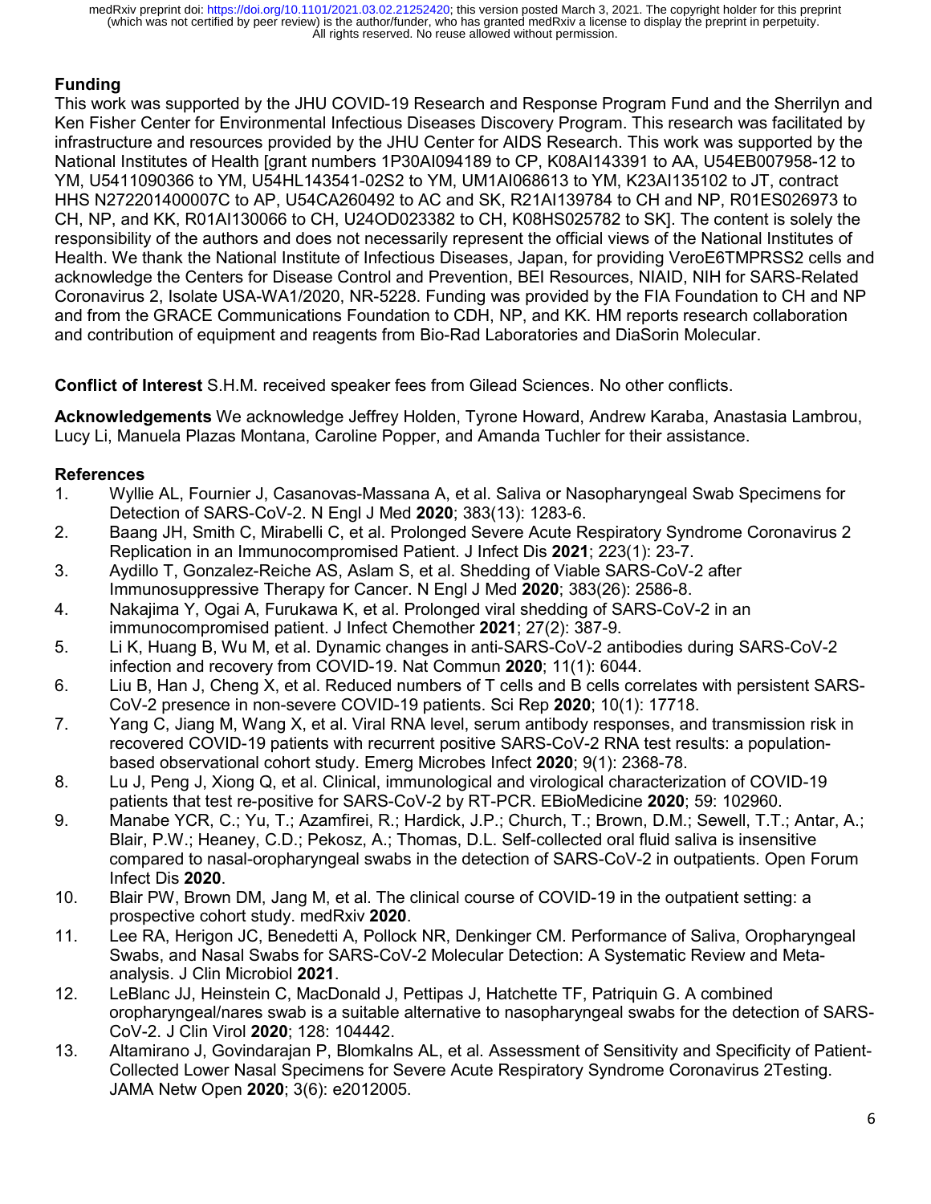## Funding

This work was supported by the JHU COVID-19 Research and Response Program Fund and the Sherrilyn and Ken Fisher Center for Environmental Infectious Diseases Discovery Program. This research was facilitated by infrastructure and resources provided by the JHU Center for AIDS Research. This work was supported by the National Institutes of Health [grant numbers 1P30AI094189 to CP, K08AI143391 to AA, U54EB007958-12 to YM, U5411090366 to YM, U54HL143541-02S2 to YM, UM1AI068613 to YM, K23AI135102 to JT, contract HHS N272201400007C to AP, U54CA260492 to AC and SK, R21AI139784 to CH and NP, R01ES026973 to CH, NP, and KK, R01AI130066 to CH, U24OD023382 to CH, K08HS025782 to SK]. The content is solely the responsibility of the authors and does not necessarily represent the official views of the National Institutes of Health. We thank the National Institute of Infectious Diseases, Japan, for providing VeroE6TMPRSS2 cells and acknowledge the Centers for Disease Control and Prevention, BEI Resources, NIAID, NIH for SARS-Related Coronavirus 2, Isolate USA-WA1/2020, NR-5228. Funding was provided by the FIA Foundation to CH and NP and from the GRACE Communications Foundation to CDH, NP, and KK. HM reports research collaboration and contribution of equipment and reagents from Bio-Rad Laboratories and DiaSorin Molecular.

**Conflict of Interest** S.H.M. received speaker fees from Gilead Sciences. No other conflicts.

**Acknowledgements** We acknowledge Jeffrey Holden, Tyrone Howard, Andrew Karaba, Anastasia Lambrou, Lucy Li, Manuela Plazas Montana, Caroline Popper, and Amanda Tuchler for their assistance.

## References

1. Wyllie AL, Fournier J, Casanovas-Massana A, et al. Saliva or Nasopharyngeal Swab Specimens for Detection of SARS-CoV-2. N Engl J Med **2020**; 383(13): 1283-6.
2. Baang JH, Smith C, Mirabelli C, et al. Prolonged Severe Acute Respiratory Syndrome Coronavirus 2 Replication in an Immunocompromised Patient. J Infect Dis **2021**; 223(1): 23-7.
3. Aydillo T, Gonzalez-Reiche AS, Aslam S, et al. Shedding of Viable SARS-CoV-2 after Immunosuppressive Therapy for Cancer. N Engl J Med **2020**; 383(26): 2586-8.
4. Nakajima Y, Ogai A, Furukawa K, et al. Prolonged viral shedding of SARS-CoV-2 in an immunocompromised patient. J Infect Chemother **2021**; 27(2): 387-9.
5. Li K, Huang B, Wu M, et al. Dynamic changes in anti-SARS-CoV-2 antibodies during SARS-CoV-2 infection and recovery from COVID-19. Nat Commun **2020**; 11(1): 6044.
6. Liu B, Han J, Cheng X, et al. Reduced numbers of T cells and B cells correlates with persistent SARS-CoV-2 presence in non-severe COVID-19 patients. Sci Rep **2020**; 10(1): 17718.
7. Yang C, Jiang M, Wang X, et al. Viral RNA level, serum antibody responses, and transmission risk in recovered COVID-19 patients with recurrent positive SARS-CoV-2 RNA test results: a population-based observational cohort study. Emerg Microbes Infect **2020**; 9(1): 2368-78.
8. Lu J, Peng J, Xiong Q, et al. Clinical, immunological and virological characterization of COVID-19 patients that test re-positive for SARS-CoV-2 by RT-PCR. EBioMedicine **2020**; 59: 102960.
9. Manabe YCR, C.; Yu, T.; Azamfirei, R.; Hardick, J.P.; Church, T.; Brown, D.M.; Sewell, T.T.; Antar, A.; Blair, P.W.; Heaney, C.D.; Pekosz, A.; Thomas, D.L. Self-collected oral fluid saliva is insensitive compared to nasal-oropharyngeal swabs in the detection of SARS-CoV-2 in outpatients. Open Forum Infect Dis **2020**.
10. Blair PW, Brown DM, Jang M, et al. The clinical course of COVID-19 in the outpatient setting: a prospective cohort study. medRxiv **2020**.
11. Lee RA, Herigon JC, Benedetti A, Pollock NR, Denkinger CM. Performance of Saliva, Oropharyngeal Swabs, and Nasal Swabs for SARS-CoV-2 Molecular Detection: A Systematic Review and Meta-analysis. J Clin Microbiol **2021**.
12. LeBlanc JJ, Heinstein C, MacDonald J, Pettipas J, Hatchette TF, Patriquin G. A combined oropharyngeal/nares swab is a suitable alternative to nasopharyngeal swabs for the detection of SARS-CoV-2. J Clin Virol **2020**; 128: 104442.
13. Altamirano J, Govindarajan P, Blomkalns AL, et al. Assessment of Sensitivity and Specificity of Patient-Collected Lower Nasal Specimens for Severe Acute Respiratory Syndrome Coronavirus 2Testing. JAMA Netw Open **2020**; 3(6): e2012005.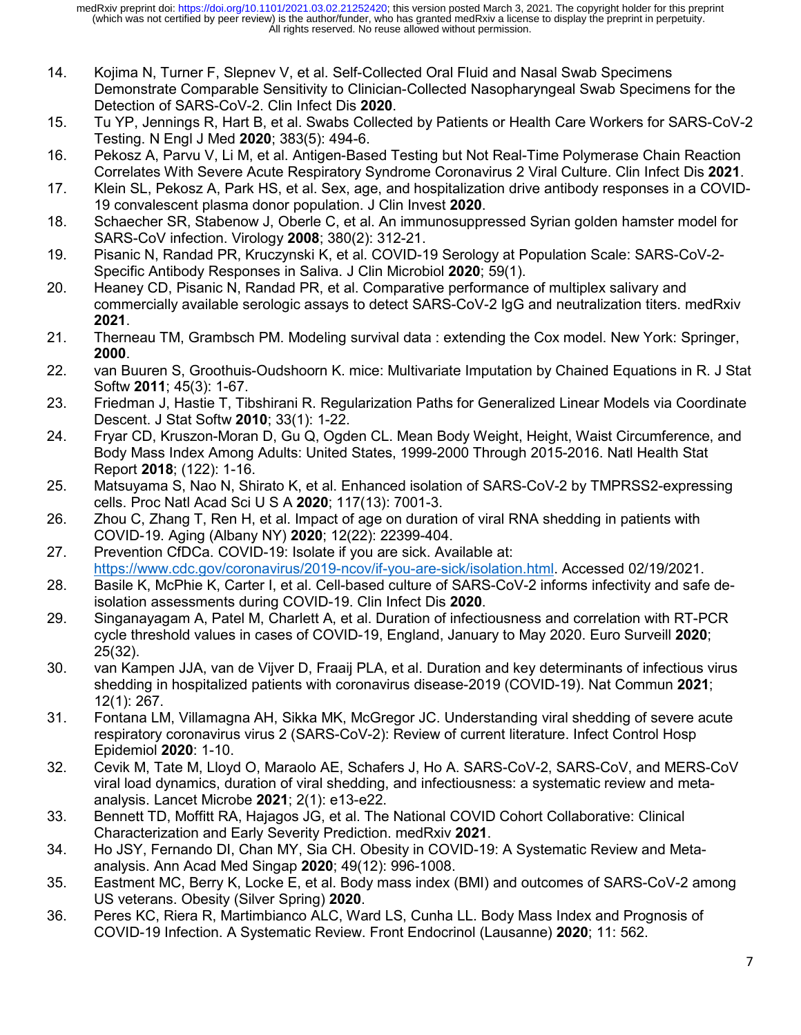14. Kojima N, Turner F, Slepnev V, et al. Self-Collected Oral Fluid and Nasal Swab Specimens Demonstrate Comparable Sensitivity to Clinician-Collected Nasopharyngeal Swab Specimens for the Detection of SARS-CoV-2. Clin Infect Dis **2020**.
15. Tu YP, Jennings R, Hart B, et al. Swabs Collected by Patients or Health Care Workers for SARS-CoV-2 Testing. N Engl J Med **2020**; 383(5): 494-6.
16. Pekosz A, Parvu V, Li M, et al. Antigen-Based Testing but Not Real-Time Polymerase Chain Reaction Correlates With Severe Acute Respiratory Syndrome Coronavirus 2 Viral Culture. Clin Infect Dis **2021**.
17. Klein SL, Pekosz A, Park HS, et al. Sex, age, and hospitalization drive antibody responses in a COVID-19 convalescent plasma donor population. J Clin Invest **2020**.
18. Schaecher SR, Stabenow J, Oberle C, et al. An immunosuppressed Syrian golden hamster model for SARS-CoV infection. Virology **2008**; 380(2): 312-21.
19. Pisanic N, Randad PR, Kruczynski K, et al. COVID-19 Serology at Population Scale: SARS-CoV-2-Specific Antibody Responses in Saliva. J Clin Microbiol **2020**; 59(1).
20. Heaney CD, Pisanic N, Randad PR, et al. Comparative performance of multiplex salivary and commercially available serologic assays to detect SARS-CoV-2 IgG and neutralization titers. medRxiv **2021**.
21. Therneau TM, Grambsch PM. Modeling survival data : extending the Cox model. New York: Springer, **2000**.
22. van Buuren S, Groothuis-Oudshoorn K. mice: Multivariate Imputation by Chained Equations in R. J Stat Softw **2011**; 45(3): 1-67.
23. Friedman J, Hastie T, Tibshirani R. Regularization Paths for Generalized Linear Models via Coordinate Descent. J Stat Softw **2010**; 33(1): 1-22.
24. Fryar CD, Kruszon-Moran D, Gu Q, Ogden CL. Mean Body Weight, Height, Waist Circumference, and Body Mass Index Among Adults: United States, 1999-2000 Through 2015-2016. Natl Health Stat Report **2018**; (122): 1-16.
25. Matsuyama S, Nao N, Shirato K, et al. Enhanced isolation of SARS-CoV-2 by TMPRSS2-expressing cells. Proc Natl Acad Sci U S A **2020**; 117(13): 7001-3.
26. Zhou C, Zhang T, Ren H, et al. Impact of age on duration of viral RNA shedding in patients with COVID-19. Aging (Albany NY) **2020**; 12(22): 22399-404.
27. Prevention CfDCa. COVID-19: Isolate if you are sick. Available at: https://www.cdc.gov/coronavirus/2019-ncov/if-you-are-sick/isolation.html. Accessed 02/19/2021.
28. Basile K, McPhie K, Carter I, et al. Cell-based culture of SARS-CoV-2 informs infectivity and safe de-isolation assessments during COVID-19. Clin Infect Dis **2020**.
29. Singanayagam A, Patel M, Charlett A, et al. Duration of infectiousness and correlation with RT-PCR cycle threshold values in cases of COVID-19, England, January to May 2020. Euro Surveill **2020**; 25(32).
30. van Kampen JJA, van de Vijver D, Fraaij PLA, et al. Duration and key determinants of infectious virus shedding in hospitalized patients with coronavirus disease-2019 (COVID-19). Nat Commun **2021**; 12(1): 267.
31. Fontana LM, Villamagna AH, Sikka MK, McGregor JC. Understanding viral shedding of severe acute respiratory coronavirus virus 2 (SARS-CoV-2): Review of current literature. Infect Control Hosp Epidemiol **2020**: 1-10.
32. Cevik M, Tate M, Lloyd O, Maraolo AE, Schafers J, Ho A. SARS-CoV-2, SARS-CoV, and MERS-CoV viral load dynamics, duration of viral shedding, and infectiousness: a systematic review and meta-analysis. Lancet Microbe **2021**; 2(1): e13-e22.
33. Bennett TD, Moffitt RA, Hajagos JG, et al. The National COVID Cohort Collaborative: Clinical Characterization and Early Severity Prediction. medRxiv **2021**.
34. Ho JSY, Fernando DI, Chan MY, Sia CH. Obesity in COVID-19: A Systematic Review and Meta-analysis. Ann Acad Med Singap **2020**; 49(12): 996-1008.
35. Eastment MC, Berry K, Locke E, et al. Body mass index (BMI) and outcomes of SARS-CoV-2 among US veterans. Obesity (Silver Spring) **2020**.
36. Peres KC, Riera R, Martimbianco ALC, Ward LS, Cunha LL. Body Mass Index and Prognosis of COVID-19 Infection. A Systematic Review. Front Endocrinol (Lausanne) **2020**; 11: 562.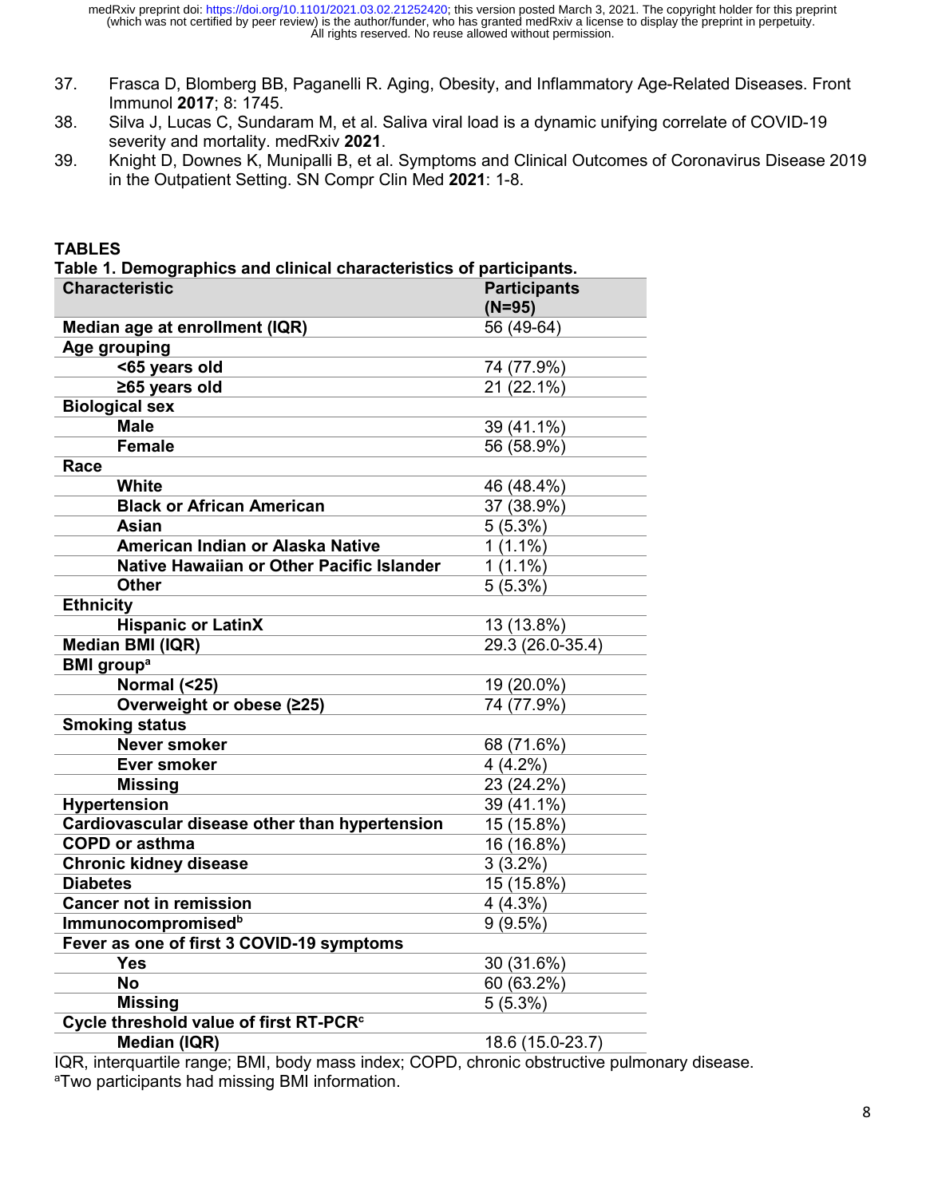37. Frasca D, Blomberg BB, Paganelli R. Aging, Obesity, and Inflammatory Age-Related Diseases. Front Immunol **2017**; 8: 1745.
38. Silva J, Lucas C, Sundaram M, et al. Saliva viral load is a dynamic unifying correlate of COVID-19 severity and mortality. medRxiv **2021**.
39. Knight D, Downes K, Munipalli B, et al. Symptoms and Clinical Outcomes of Coronavirus Disease 2019 in the Outpatient Setting. SN Compr Clin Med **2021**: 1-8.

## TABLES

**Table 1. Demographics and clinical characteristics of participants.**

| Characteristic | Participants (N=95) |
|---|---|
| **Median age at enrollment (IQR)** | 56 (49-64) |
| **Age grouping** | |
| **<65 years old** | 74 (77.9%) |
| **≥65 years old** | 21 (22.1%) |
| **Biological sex** | |
| **Male** | 39 (41.1%) |
| **Female** | 56 (58.9%) |
| **Race** | |
| **White** | 46 (48.4%) |
| **Black or African American** | 37 (38.9%) |
| **Asian** | 5 (5.3%) |
| **American Indian or Alaska Native** | 1 (1.1%) |
| **Native Hawaiian or Other Pacific Islander** | 1 (1.1%) |
| **Other** | 5 (5.3%) |
| **Ethnicity** | |
| **Hispanic or LatinX** | 13 (13.8%) |
| **Median BMI (IQR)** | 29.3 (26.0-35.4) |
| **BMI group[a]** | |
| **Normal (<25)** | 19 (20.0%) |
| **Overweight or obese (≥25)** | 74 (77.9%) |
| **Smoking status** | |
| **Never smoker** | 68 (71.6%) |
| **Ever smoker** | 4 (4.2%) |
| **Missing** | 23 (24.2%) |
| **Hypertension** | 39 (41.1%) |
| **Cardiovascular disease other than hypertension** | 15 (15.8%) |
| **COPD or asthma** | 16 (16.8%) |
| **Chronic kidney disease** | 3 (3.2%) |
| **Diabetes** | 15 (15.8%) |
| **Cancer not in remission** | 4 (4.3%) |
| **Immunocompromised[b]** | 9 (9.5%) |
| **Fever as one of first 3 COVID-19 symptoms** | |
| **Yes** | 30 (31.6%) |
| **No** | 60 (63.2%) |
| **Missing** | 5 (5.3%) |
| **Cycle threshold value of first RT-PCR[c]** | |
| **Median (IQR)** | 18.6 (15.0-23.7) |

IQR, interquartile range; BMI, body mass index; COPD, chronic obstructive pulmonary disease.
[a]Two participants had missing BMI information.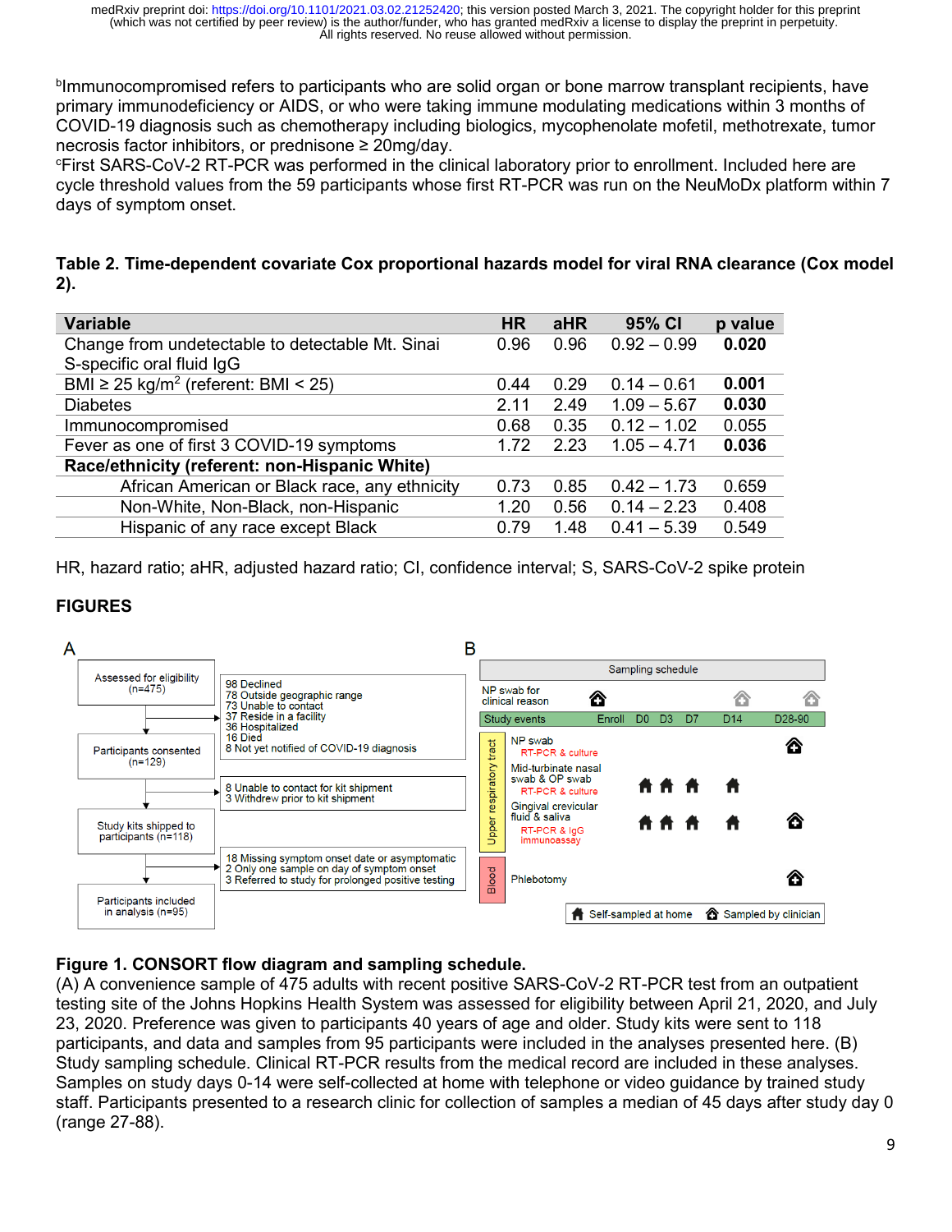[b]Immunocompromised refers to participants who are solid organ or bone marrow transplant recipients, have primary immunodeficiency or AIDS, or who were taking immune modulating medications within 3 months of COVID-19 diagnosis such as chemotherapy including biologics, mycophenolate mofetil, methotrexate, tumor necrosis factor inhibitors, or prednisone ≥ 20mg/day.
[c]First SARS-CoV-2 RT-PCR was performed in the clinical laboratory prior to enrollment. Included here are cycle threshold values from the 59 participants whose first RT-PCR was run on the NeuMoDx platform within 7 days of symptom onset.

**Table 2. Time-dependent covariate Cox proportional hazards model for viral RNA clearance (Cox model 2).**

| Variable | HR | aHR | 95% CI | p value |
|---|---|---|---|---|
| Change from undetectable to detectable Mt. Sinai S-specific oral fluid IgG | 0.96 | 0.96 | 0.92 – 0.99 | **0.020** |
| BMI ≥ 25 kg/m$^2$ (referent: BMI < 25) | 0.44 | 0.29 | 0.14 – 0.61 | **0.001** |
| Diabetes | 2.11 | 2.49 | 1.09 – 5.67 | **0.030** |
| Immunocompromised | 0.68 | 0.35 | 0.12 – 1.02 | 0.055 |
| Fever as one of first 3 COVID-19 symptoms | 1.72 | 2.23 | 1.05 – 4.71 | **0.036** |
| **Race/ethnicity (referent: non-Hispanic White)** | | | | |
| African American or Black race, any ethnicity | 0.73 | 0.85 | 0.42 – 1.73 | 0.659 |
| Non-White, Non-Black, non-Hispanic | 1.20 | 0.56 | 0.14 – 2.23 | 0.408 |
| Hispanic of any race except Black | 0.79 | 1.48 | 0.41 – 5.39 | 0.549 |

HR, hazard ratio; aHR, adjusted hazard ratio; CI, confidence interval; S, SARS-CoV-2 spike protein

## FIGURES

**Figure 1. CONSORT flow diagram and sampling schedule.**
(A) A convenience sample of 475 adults with recent positive SARS-CoV-2 RT-PCR test from an outpatient testing site of the Johns Hopkins Health System was assessed for eligibility between April 21, 2020, and July 23, 2020. Preference was given to participants 40 years of age and older. Study kits were sent to 118 participants, and data and samples from 95 participants were included in the analyses presented here. (B) Study sampling schedule. Clinical RT-PCR results from the medical record are included in these analyses. Samples on study days 0-14 were self-collected at home with telephone or video guidance by trained study staff. Participants presented to a research clinic for collection of samples a median of 45 days after study day 0 (range 27-88).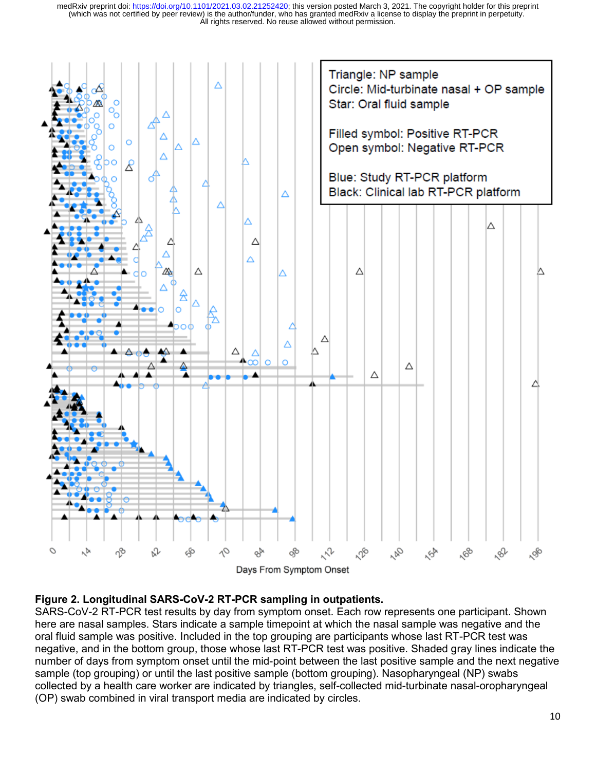Triangle: NP sample
Circle: Mid-turbinate nasal + OP sample
Star: Oral fluid sample

Filled symbol: Positive RT-PCR
Open symbol: Negative RT-PCR

Blue: Study RT-PCR platform
Black: Clinical lab RT-PCR platform

0 14 28 42 56 70 84 98 112 126 140 154 168 182 196

Days From Symptom Onset

**Figure 2. Longitudinal SARS-CoV-2 RT-PCR sampling in outpatients.**
SARS-CoV-2 RT-PCR test results by day from symptom onset. Each row represents one participant. Shown here are nasal samples. Stars indicate a sample timepoint at which the nasal sample was negative and the oral fluid sample was positive. Included in the top grouping are participants whose last RT-PCR test was negative, and in the bottom group, those whose last RT-PCR test was positive. Shaded gray lines indicate the number of days from symptom onset until the mid-point between the last positive sample and the next negative sample (top grouping) or until the last positive sample (bottom grouping). Nasopharyngeal (NP) swabs collected by a health care worker are indicated by triangles, self-collected mid-turbinate nasal-oropharyngeal (OP) swab combined in viral transport media are indicated by circles.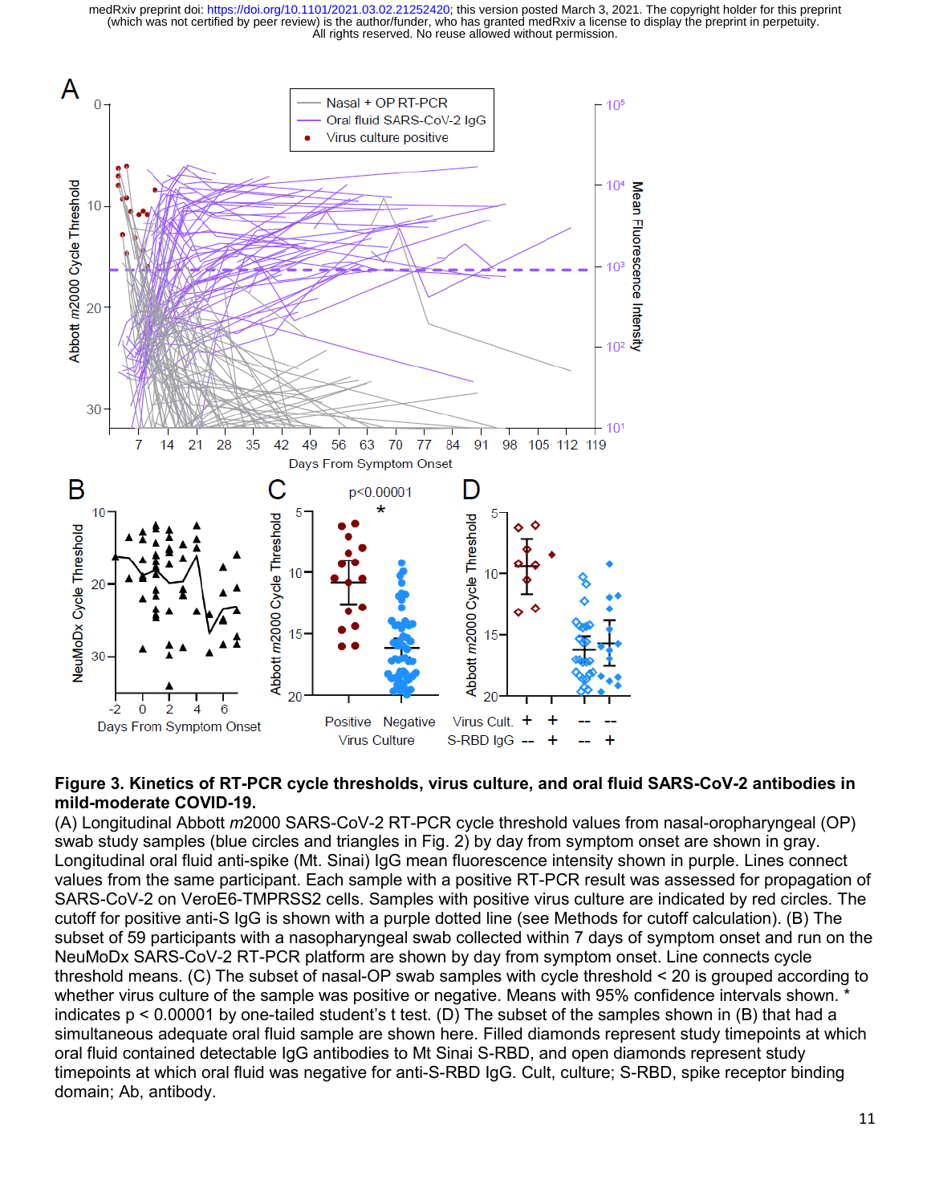**Figure 3. Kinetics of RT-PCR cycle thresholds, virus culture, and oral fluid SARS-CoV-2 antibodies in mild-moderate COVID-19.**

(A) Longitudinal Abbott *m*2000 SARS-CoV-2 RT-PCR cycle threshold values from nasal-oropharyngeal (OP) swab study samples (blue circles and triangles in Fig. 2) by day from symptom onset are shown in gray. Longitudinal oral fluid anti-spike (Mt. Sinai) IgG mean fluorescence intensity shown in purple. Lines connect values from the same participant. Each sample with a positive RT-PCR result was assessed for propagation of SARS-CoV-2 on VeroE6-TMPRSS2 cells. Samples with positive virus culture are indicated by red circles. The cutoff for positive anti-S IgG is shown with a purple dotted line (see Methods for cutoff calculation). (B) The subset of 59 participants with a nasopharyngeal swab collected within 7 days of symptom onset and run on the NeuMoDx SARS-CoV-2 RT-PCR platform are shown by day from symptom onset. Line connects cycle threshold means. (C) The subset of nasal-OP swab samples with cycle threshold < 20 is grouped according to whether virus culture of the sample was positive or negative. Means with 95% confidence intervals shown. * indicates p < 0.00001 by one-tailed student's t test. (D) The subset of the samples shown in (B) that had a simultaneous adequate oral fluid sample are shown here. Filled diamonds represent study timepoints at which oral fluid contained detectable IgG antibodies to Mt Sinai S-RBD, and open diamonds represent study timepoints at which oral fluid was negative for anti-S-RBD IgG. Cult, culture; S-RBD, spike receptor binding domain; Ab, antibody.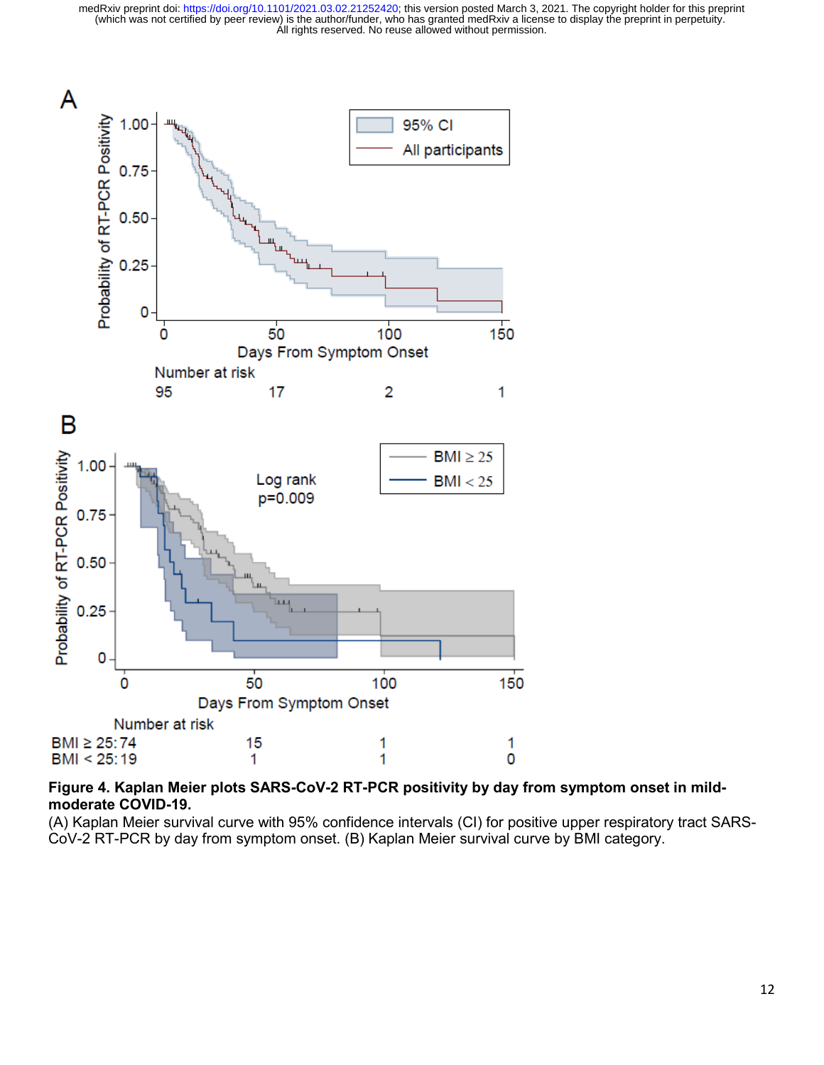**Figure 4. Kaplan Meier plots SARS-CoV-2 RT-PCR positivity by day from symptom onset in mild-moderate COVID-19.**

(A) Kaplan Meier survival curve with 95% confidence intervals (CI) for positive upper respiratory tract SARS-CoV-2 RT-PCR by day from symptom onset. (B) Kaplan Meier survival curve by BMI category.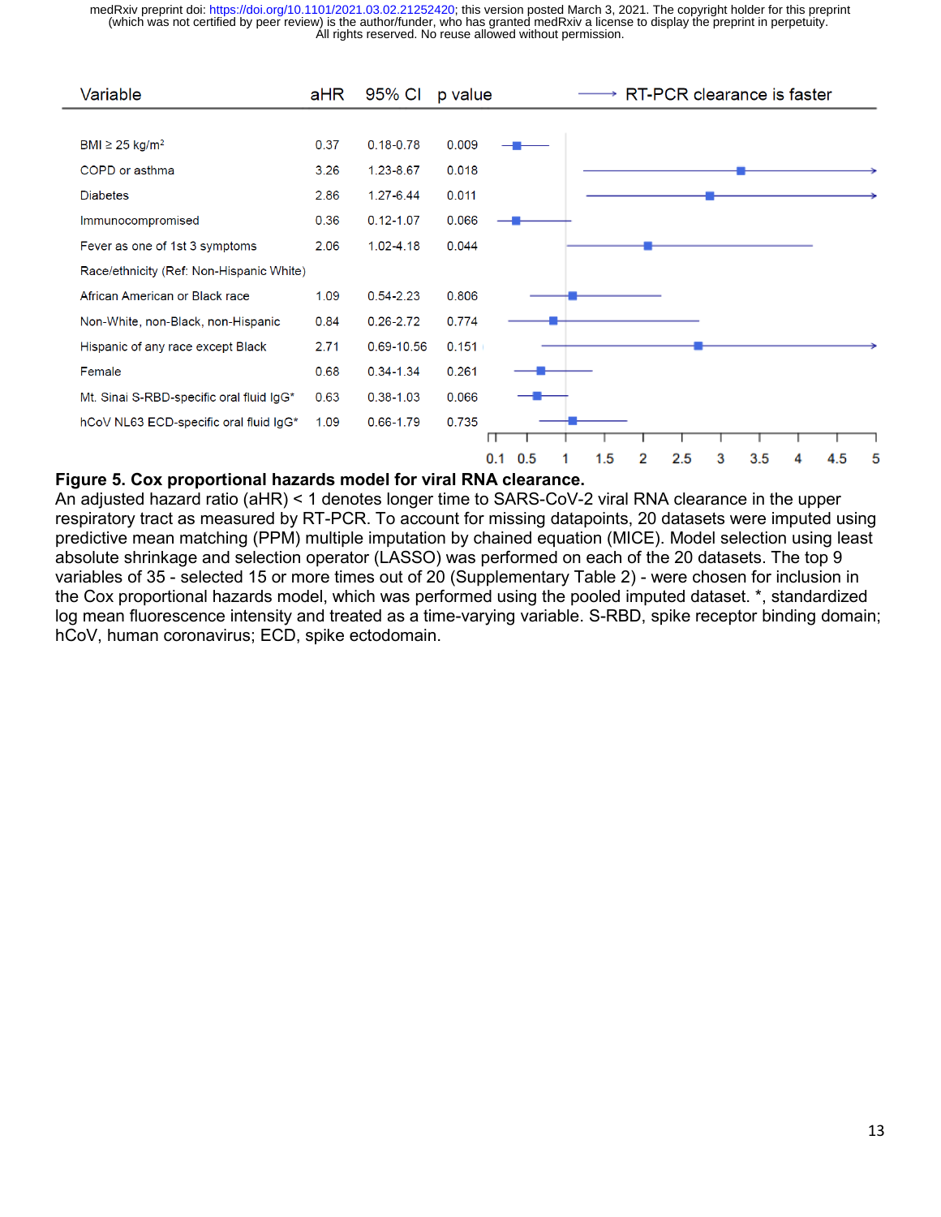Variable aHR 95% CI p value → RT-PCR clearance is faster

BMI ≥ 25 kg/m2 0.37 0.18-0.78 0.009

COPD or asthma 3.26 1.23-8.67 0.018

Diabetes 2.86 1.27-6.44 0.011

Immunocompromised 0.36 0.12-1.07 0.066

Fever as one of 1st 3 symptoms 2.06 1.02-4.18 0.044

Race/ethnicity (Ref: Non-Hispanic White)

African American or Black race 1.09 0.54-2.23 0.806

Non-White, non-Black, non-Hispanic 0.84 0.26-2.72 0.774

Hispanic of any race except Black 2.71 0.69-10.56 0.151

Female 0.68 0.34-1.34 0.261

Mt. Sinai S-RBD-specific oral fluid IgG* 0.63 0.38-1.03 0.066

hCoV NL63 ECD-specific oral fluid IgG* 1.09 0.66-1.79 0.735

0.1 0.5 1 1.5 2 2.5 3 3.5 4 4.5 5

**Figure 5. Cox proportional hazards model for viral RNA clearance.**
An adjusted hazard ratio (aHR) < 1 denotes longer time to SARS-CoV-2 viral RNA clearance in the upper respiratory tract as measured by RT-PCR. To account for missing datapoints, 20 datasets were imputed using predictive mean matching (PPM) multiple imputation by chained equation (MICE). Model selection using least absolute shrinkage and selection operator (LASSO) was performed on each of the 20 datasets. The top 9 variables of 35 - selected 15 or more times out of 20 (Supplementary Table 2) - were chosen for inclusion in the Cox proportional hazards model, which was performed using the pooled imputed dataset. *, standardized log mean fluorescence intensity and treated as a time-varying variable. S-RBD, spike receptor binding domain; hCoV, human coronavirus; ECD, spike ectodomain.